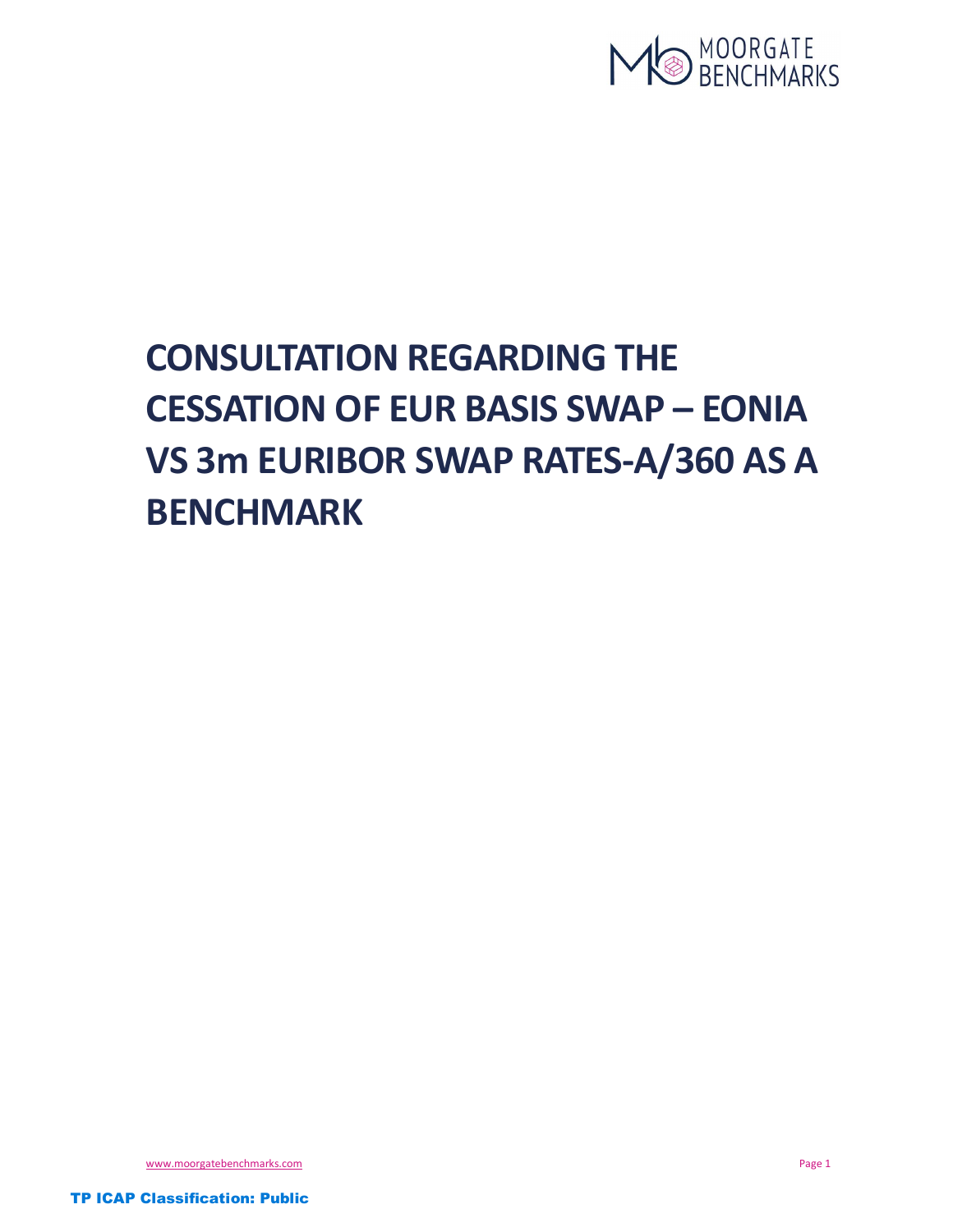# CONSULTATION REGARDING THE CESSATION OF EUR BASIS SWAP – EONIA VS 3m EURIBOR SWAP RATES-A/360 AS A BENCHMARK

TP ICAP Classification: Public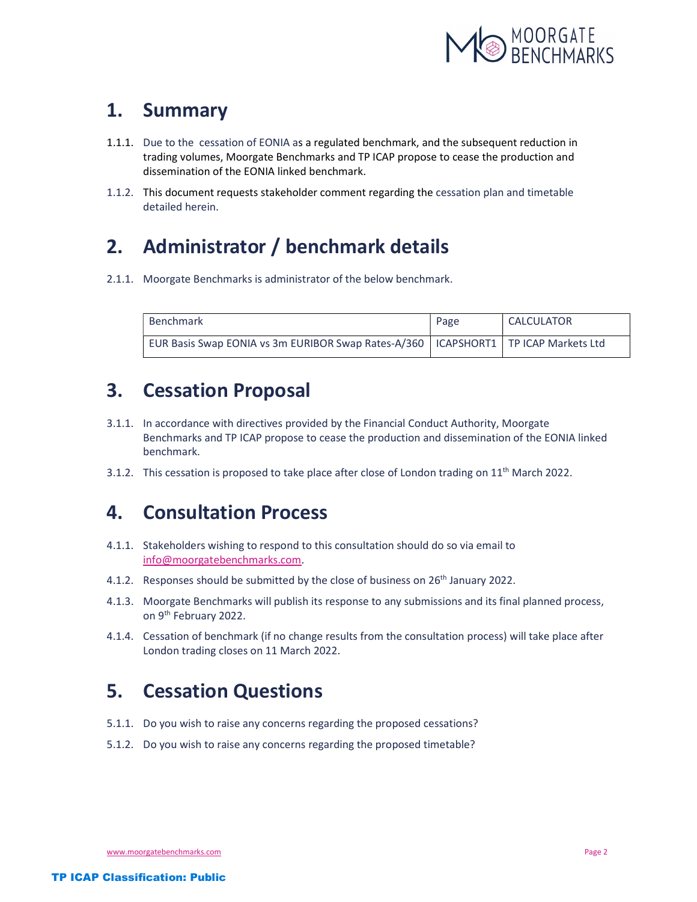## 1. Summary

1.1.1. Due to the cessation of EONIA as a regulated benchmark, and the subsequent reduction in trading volumes, Moorgate Benchmarks and TP ICAP propose to cease the production and dissemination of the EONIA linked benchmark.

1.1.2. This document requests stakeholder comment regarding the cessation plan and timetable detailed herein.

## 2. Administrator / benchmark details

2.1.1. Moorgate Benchmarks is administrator of the below benchmark.

| Benchmark | Page | CALCULATOR |
|---|---|---|
| EUR Basis Swap EONIA vs 3m EURIBOR Swap Rates-A/360 | ICAPSHORT1 | TP ICAP Markets Ltd |

## 3. Cessation Proposal

3.1.1. In accordance with directives provided by the Financial Conduct Authority, Moorgate Benchmarks and TP ICAP propose to cease the production and dissemination of the EONIA linked benchmark.

3.1.2. This cessation is proposed to take place after close of London trading on 11th March 2022.

## 4. Consultation Process

4.1.1. Stakeholders wishing to respond to this consultation should do so via email to info@moorgatebenchmarks.com.

4.1.2. Responses should be submitted by the close of business on 26th January 2022.

4.1.3. Moorgate Benchmarks will publish its response to any submissions and its final planned process, on 9th February 2022.

4.1.4. Cessation of benchmark (if no change results from the consultation process) will take place after London trading closes on 11 March 2022.

## 5. Cessation Questions

5.1.1. Do you wish to raise any concerns regarding the proposed cessations?

5.1.2. Do you wish to raise any concerns regarding the proposed timetable?

TP ICAP Classification: Public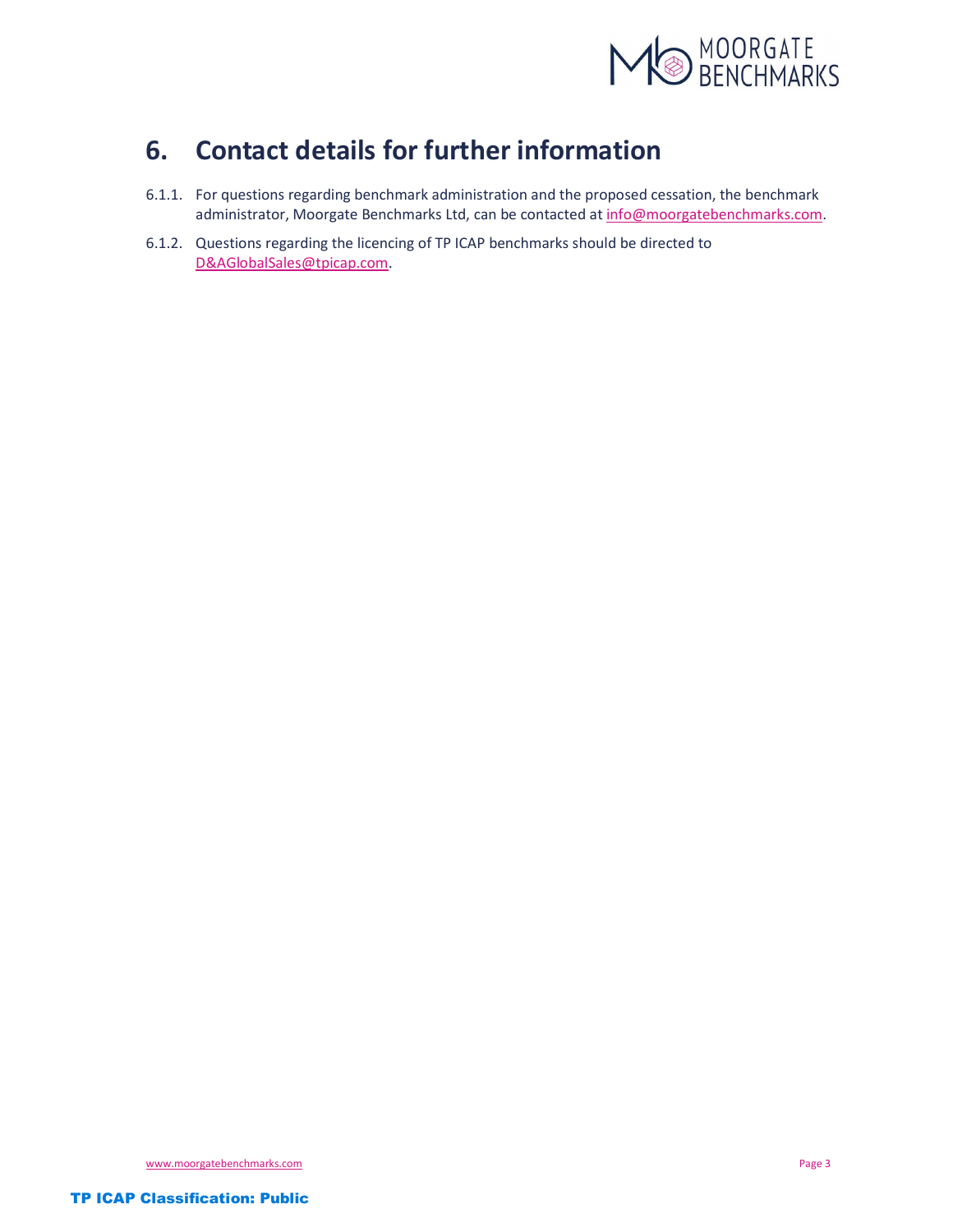# 6. Contact details for further information

6.1.1. For questions regarding benchmark administration and the proposed cessation, the benchmark administrator, Moorgate Benchmarks Ltd, can be contacted at info@moorgatebenchmarks.com.

6.1.2. Questions regarding the licencing of TP ICAP benchmarks should be directed to D&AGlobalSales@tpicap.com.